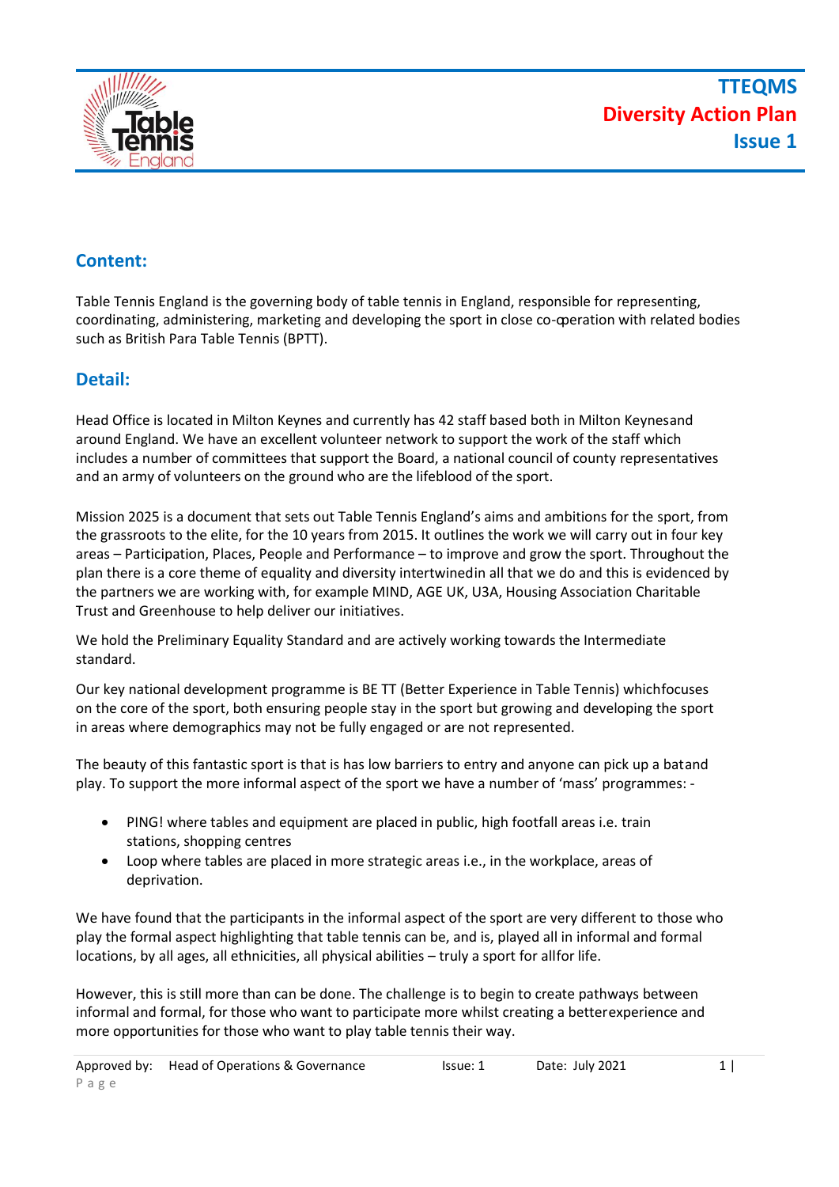# TTEQMS
# Diversity Action Plan
# Issue 1

## Content:

Table Tennis England is the governing body of table tennis in England, responsible for representing, coordinating, administering, marketing and developing the sport in close co-operation with related bodies such as British Para Table Tennis (BPTT).

## Detail:

Head Office is located in Milton Keynes and currently has 42 staff based both in Milton Keynes and around England. We have an excellent volunteer network to support the work of the staff which includes a number of committees that support the Board, a national council of county representatives and an army of volunteers on the ground who are the lifeblood of the sport.

Mission 2025 is a document that sets out Table Tennis England's aims and ambitions for the sport, from the grassroots to the elite, for the 10 years from 2015. It outlines the work we will carry out in four key areas – Participation, Places, People and Performance – to improve and grow the sport. Throughout the plan there is a core theme of equality and diversity intertwined in all that we do and this is evidenced by the partners we are working with, for example MIND, AGE UK, U3A, Housing Association Charitable Trust and Greenhouse to help deliver our initiatives.

We hold the Preliminary Equality Standard and are actively working towards the Intermediate standard.

Our key national development programme is BE TT (Better Experience in Table Tennis) which focuses on the core of the sport, both ensuring people stay in the sport but growing and developing the sport in areas where demographics may not be fully engaged or are not represented.

The beauty of this fantastic sport is that is has low barriers to entry and anyone can pick up a bat and play. To support the more informal aspect of the sport we have a number of 'mass' programmes: -

- PING! where tables and equipment are placed in public, high footfall areas i.e. train stations, shopping centres
- Loop where tables are placed in more strategic areas i.e., in the workplace, areas of deprivation.

We have found that the participants in the informal aspect of the sport are very different to those who play the formal aspect highlighting that table tennis can be, and is, played all in informal and formal locations, by all ages, all ethnicities, all physical abilities – truly a sport for all for life.

However, this is still more than can be done. The challenge is to begin to create pathways between informal and formal, for those who want to participate more whilst creating a better experience and more opportunities for those who want to play table tennis their way.

Approved by: Head of Operations & Governance | Issue: 1 | Date: July 2021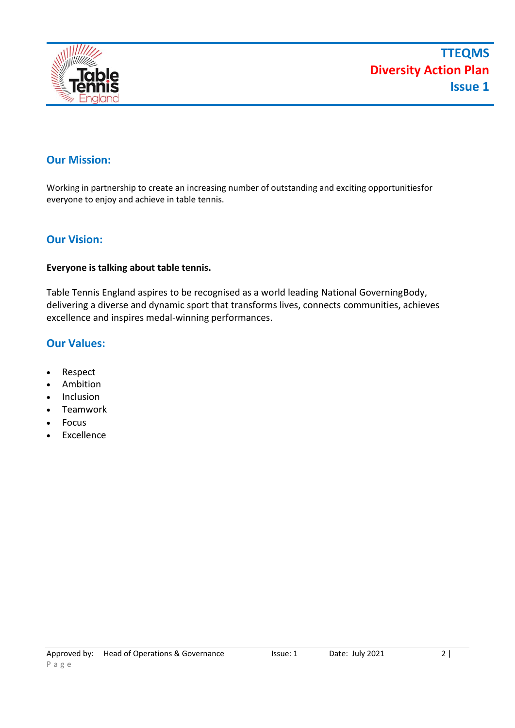## Our Mission:

Working in partnership to create an increasing number of outstanding and exciting opportunitiesfor everyone to enjoy and achieve in table tennis.

## Our Vision:

**Everyone is talking about table tennis.**

Table Tennis England aspires to be recognised as a world leading National GoverningBody, delivering a diverse and dynamic sport that transforms lives, connects communities, achieves excellence and inspires medal-winning performances.

## Our Values:

- Respect
- Ambition
- Inclusion
- Teamwork
- Focus
- Excellence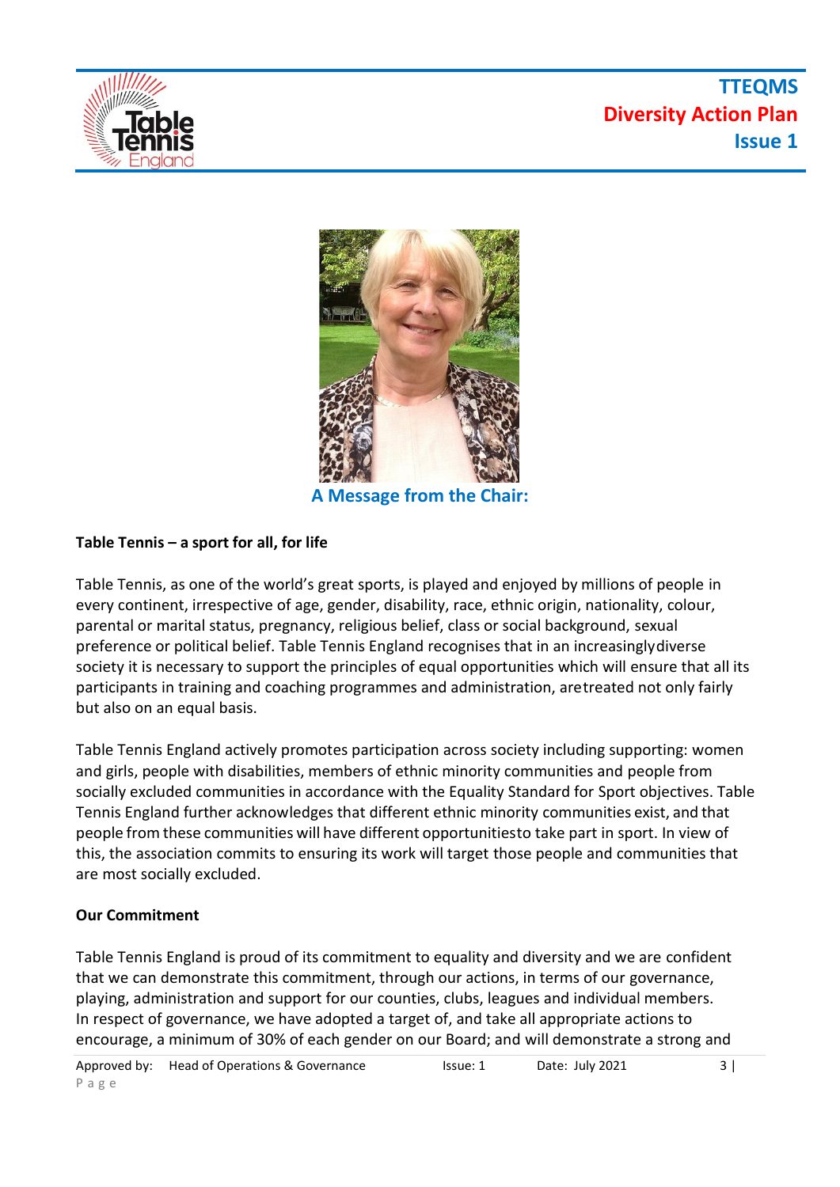## A Message from the Chair:

**Table Tennis – a sport for all, for life**

Table Tennis, as one of the world's great sports, is played and enjoyed by millions of people in every continent, irrespective of age, gender, disability, race, ethnic origin, nationality, colour, parental or marital status, pregnancy, religious belief, class or social background, sexual preference or political belief. Table Tennis England recognises that in an increasinglydiverse society it is necessary to support the principles of equal opportunities which will ensure that all its participants in training and coaching programmes and administration, aretreated not only fairly but also on an equal basis.

Table Tennis England actively promotes participation across society including supporting: women and girls, people with disabilities, members of ethnic minority communities and people from socially excluded communities in accordance with the Equality Standard for Sport objectives. Table Tennis England further acknowledges that different ethnic minority communities exist, and that people from these communities will have different opportunitiesto take part in sport. In view of this, the association commits to ensuring its work will target those people and communities that are most socially excluded.

**Our Commitment**

Table Tennis England is proud of its commitment to equality and diversity and we are confident that we can demonstrate this commitment, through our actions, in terms of our governance, playing, administration and support for our counties, clubs, leagues and individual members. In respect of governance, we have adopted a target of, and take all appropriate actions to encourage, a minimum of 30% of each gender on our Board; and will demonstrate a strong and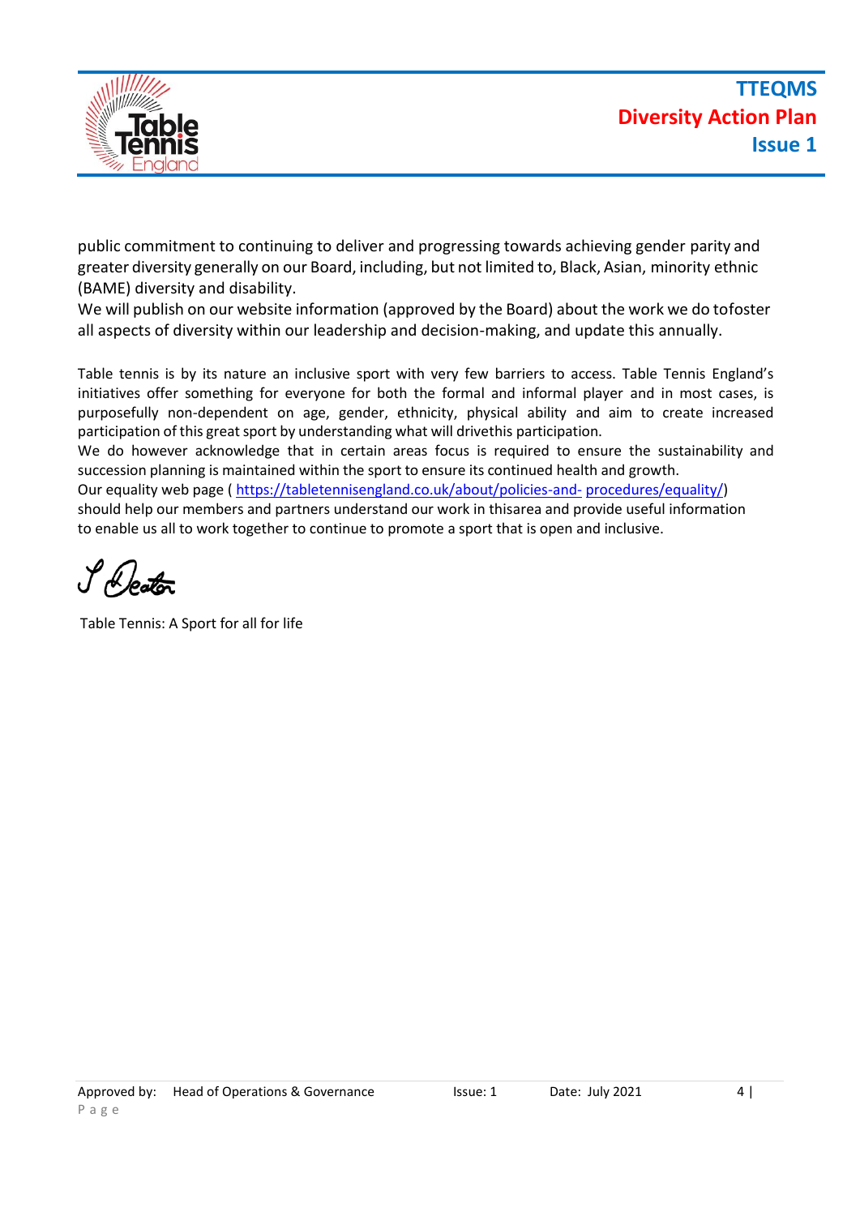public commitment to continuing to deliver and progressing towards achieving gender parity and greater diversity generally on our Board, including, but not limited to, Black, Asian, minority ethnic (BAME) diversity and disability.

We will publish on our website information (approved by the Board) about the work we do tofoster all aspects of diversity within our leadership and decision-making, and update this annually.

Table tennis is by its nature an inclusive sport with very few barriers to access. Table Tennis England's initiatives offer something for everyone for both the formal and informal player and in most cases, is purposefully non-dependent on age, gender, ethnicity, physical ability and aim to create increased participation of this great sport by understanding what will drivethis participation.

We do however acknowledge that in certain areas focus is required to ensure the sustainability and succession planning is maintained within the sport to ensure its continued health and growth.

Our equality web page ( https://tabletennisengland.co.uk/about/policies-and- procedures/equality/) should help our members and partners understand our work in thisarea and provide useful information to enable us all to work together to continue to promote a sport that is open and inclusive.

S Deaton

Table Tennis: A Sport for all for life